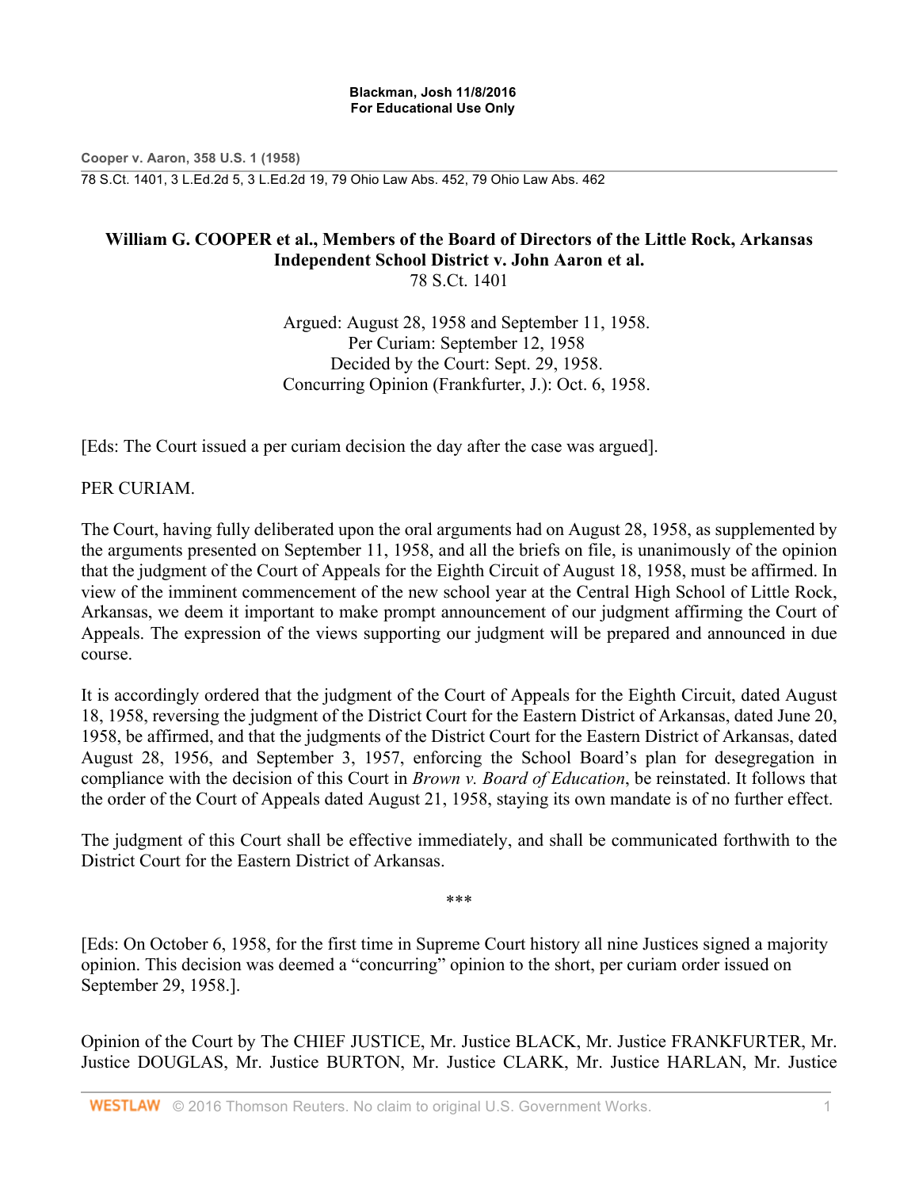**Cooper v. Aaron, 358 U.S. 1 (1958)**

78 S.Ct. 1401, 3 L.Ed.2d 5, 3 L.Ed.2d 19, 79 Ohio Law Abs. 452, 79 Ohio Law Abs. 462

# William G. COOPER et al., Members of the Board of Directors of the Little Rock, Arkansas Independent School District v. John Aaron et al.

78 S.Ct. 1401

Argued: August 28, 1958 and September 11, 1958.
Per Curiam: September 12, 1958
Decided by the Court: Sept. 29, 1958.
Concurring Opinion (Frankfurter, J.): Oct. 6, 1958.

[Eds: The Court issued a per curiam decision the day after the case was argued].

PER CURIAM.

The Court, having fully deliberated upon the oral arguments had on August 28, 1958, as supplemented by the arguments presented on September 11, 1958, and all the briefs on file, is unanimously of the opinion that the judgment of the Court of Appeals for the Eighth Circuit of August 18, 1958, must be affirmed. In view of the imminent commencement of the new school year at the Central High School of Little Rock, Arkansas, we deem it important to make prompt announcement of our judgment affirming the Court of Appeals. The expression of the views supporting our judgment will be prepared and announced in due course.

It is accordingly ordered that the judgment of the Court of Appeals for the Eighth Circuit, dated August 18, 1958, reversing the judgment of the District Court for the Eastern District of Arkansas, dated June 20, 1958, be affirmed, and that the judgments of the District Court for the Eastern District of Arkansas, dated August 28, 1956, and September 3, 1957, enforcing the School Board's plan for desegregation in compliance with the decision of this Court in *Brown v. Board of Education*, be reinstated. It follows that the order of the Court of Appeals dated August 21, 1958, staying its own mandate is of no further effect.

The judgment of this Court shall be effective immediately, and shall be communicated forthwith to the District Court for the Eastern District of Arkansas.

***

[Eds: On October 6, 1958, for the first time in Supreme Court history all nine Justices signed a majority opinion. This decision was deemed a "concurring" opinion to the short, per curiam order issued on September 29, 1958.].

Opinion of the Court by The CHIEF JUSTICE, Mr. Justice BLACK, Mr. Justice FRANKFURTER, Mr. Justice DOUGLAS, Mr. Justice BURTON, Mr. Justice CLARK, Mr. Justice HARLAN, Mr. Justice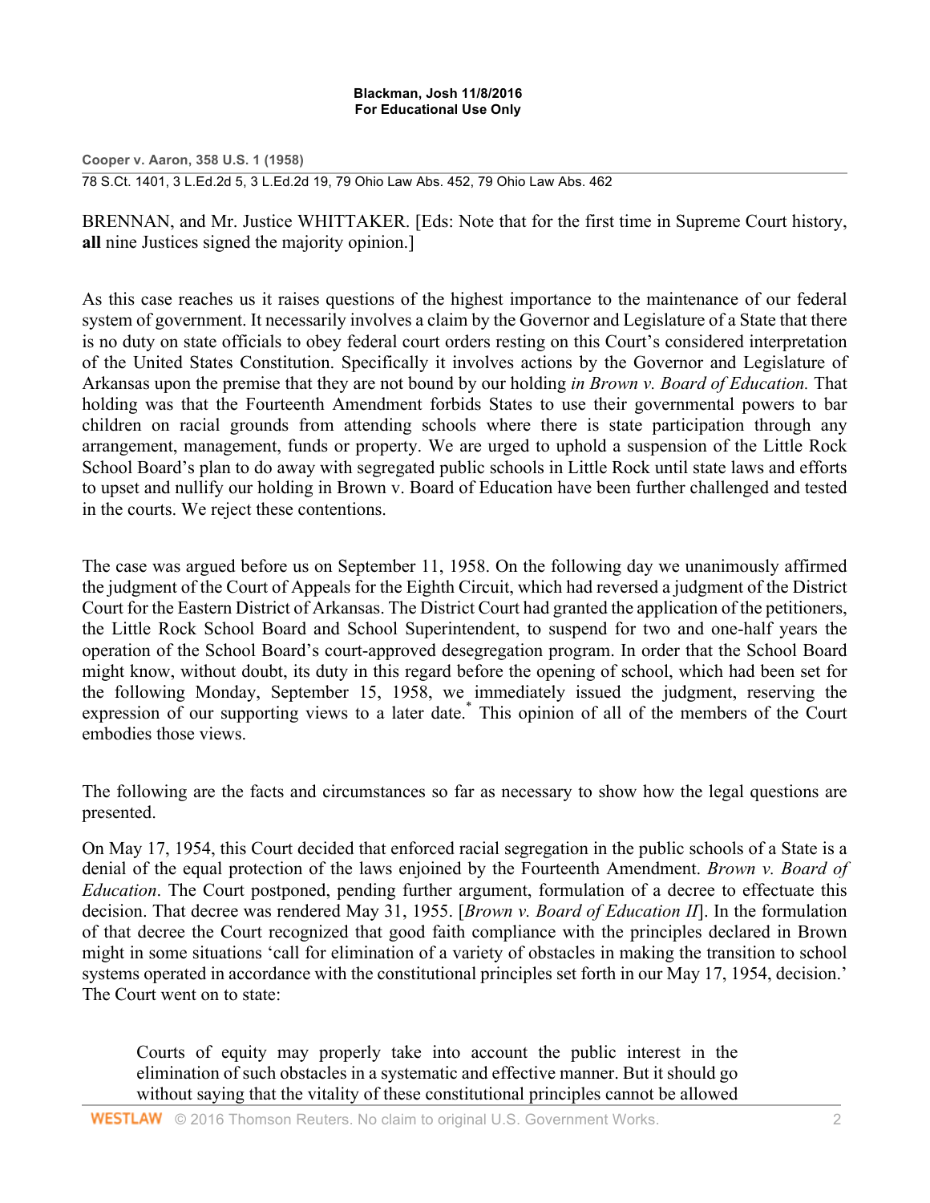BRENNAN, and Mr. Justice WHITTAKER. [Eds: Note that for the first time in Supreme Court history, **all** nine Justices signed the majority opinion.]

As this case reaches us it raises questions of the highest importance to the maintenance of our federal system of government. It necessarily involves a claim by the Governor and Legislature of a State that there is no duty on state officials to obey federal court orders resting on this Court's considered interpretation of the United States Constitution. Specifically it involves actions by the Governor and Legislature of Arkansas upon the premise that they are not bound by our holding *in Brown v. Board of Education.* That holding was that the Fourteenth Amendment forbids States to use their governmental powers to bar children on racial grounds from attending schools where there is state participation through any arrangement, management, funds or property. We are urged to uphold a suspension of the Little Rock School Board's plan to do away with segregated public schools in Little Rock until state laws and efforts to upset and nullify our holding in Brown v. Board of Education have been further challenged and tested in the courts. We reject these contentions.

The case was argued before us on September 11, 1958. On the following day we unanimously affirmed the judgment of the Court of Appeals for the Eighth Circuit, which had reversed a judgment of the District Court for the Eastern District of Arkansas. The District Court had granted the application of the petitioners, the Little Rock School Board and School Superintendent, to suspend for two and one-half years the operation of the School Board's court-approved desegregation program. In order that the School Board might know, without doubt, its duty in this regard before the opening of school, which had been set for the following Monday, September 15, 1958, we immediately issued the judgment, reserving the expression of our supporting views to a later date.* This opinion of all of the members of the Court embodies those views.

The following are the facts and circumstances so far as necessary to show how the legal questions are presented.

On May 17, 1954, this Court decided that enforced racial segregation in the public schools of a State is a denial of the equal protection of the laws enjoined by the Fourteenth Amendment. *Brown v. Board of Education*. The Court postponed, pending further argument, formulation of a decree to effectuate this decision. That decree was rendered May 31, 1955. [*Brown v. Board of Education II*]. In the formulation of that decree the Court recognized that good faith compliance with the principles declared in Brown might in some situations 'call for elimination of a variety of obstacles in making the transition to school systems operated in accordance with the constitutional principles set forth in our May 17, 1954, decision.' The Court went on to state:

> Courts of equity may properly take into account the public interest in the elimination of such obstacles in a systematic and effective manner. But it should go without saying that the vitality of these constitutional principles cannot be allowed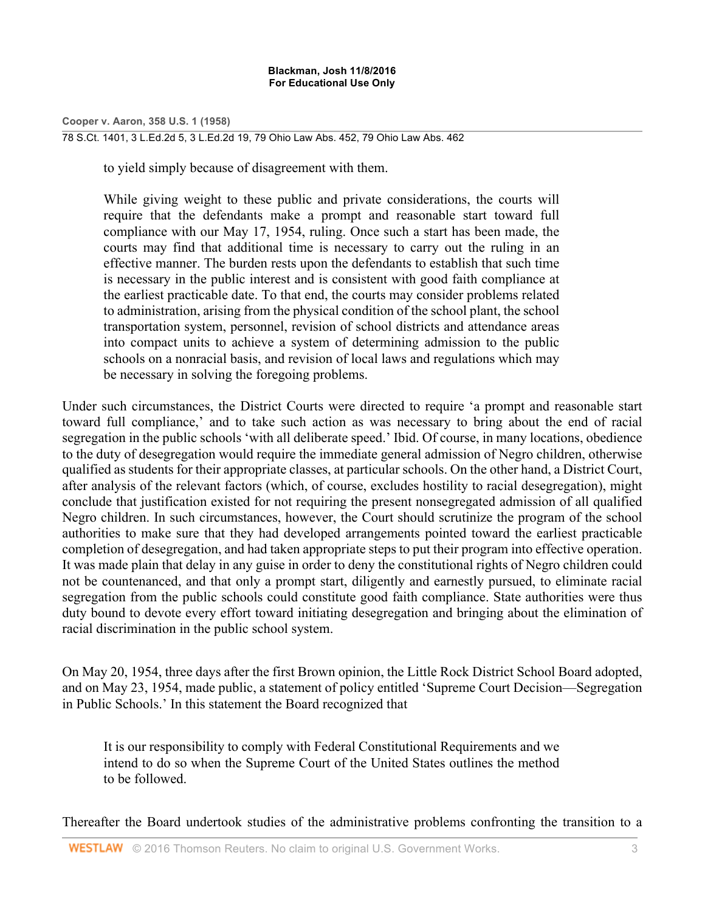to yield simply because of disagreement with them.

> While giving weight to these public and private considerations, the courts will require that the defendants make a prompt and reasonable start toward full compliance with our May 17, 1954, ruling. Once such a start has been made, the courts may find that additional time is necessary to carry out the ruling in an effective manner. The burden rests upon the defendants to establish that such time is necessary in the public interest and is consistent with good faith compliance at the earliest practicable date. To that end, the courts may consider problems related to administration, arising from the physical condition of the school plant, the school transportation system, personnel, revision of school districts and attendance areas into compact units to achieve a system of determining admission to the public schools on a nonracial basis, and revision of local laws and regulations which may be necessary in solving the foregoing problems.

Under such circumstances, the District Courts were directed to require 'a prompt and reasonable start toward full compliance,' and to take such action as was necessary to bring about the end of racial segregation in the public schools 'with all deliberate speed.' Ibid. Of course, in many locations, obedience to the duty of desegregation would require the immediate general admission of Negro children, otherwise qualified as students for their appropriate classes, at particular schools. On the other hand, a District Court, after analysis of the relevant factors (which, of course, excludes hostility to racial desegregation), might conclude that justification existed for not requiring the present nonsegregated admission of all qualified Negro children. In such circumstances, however, the Court should scrutinize the program of the school authorities to make sure that they had developed arrangements pointed toward the earliest practicable completion of desegregation, and had taken appropriate steps to put their program into effective operation. It was made plain that delay in any guise in order to deny the constitutional rights of Negro children could not be countenanced, and that only a prompt start, diligently and earnestly pursued, to eliminate racial segregation from the public schools could constitute good faith compliance. State authorities were thus duty bound to devote every effort toward initiating desegregation and bringing about the elimination of racial discrimination in the public school system.

On May 20, 1954, three days after the first Brown opinion, the Little Rock District School Board adopted, and on May 23, 1954, made public, a statement of policy entitled 'Supreme Court Decision—Segregation in Public Schools.' In this statement the Board recognized that

> It is our responsibility to comply with Federal Constitutional Requirements and we intend to do so when the Supreme Court of the United States outlines the method to be followed.

Thereafter the Board undertook studies of the administrative problems confronting the transition to a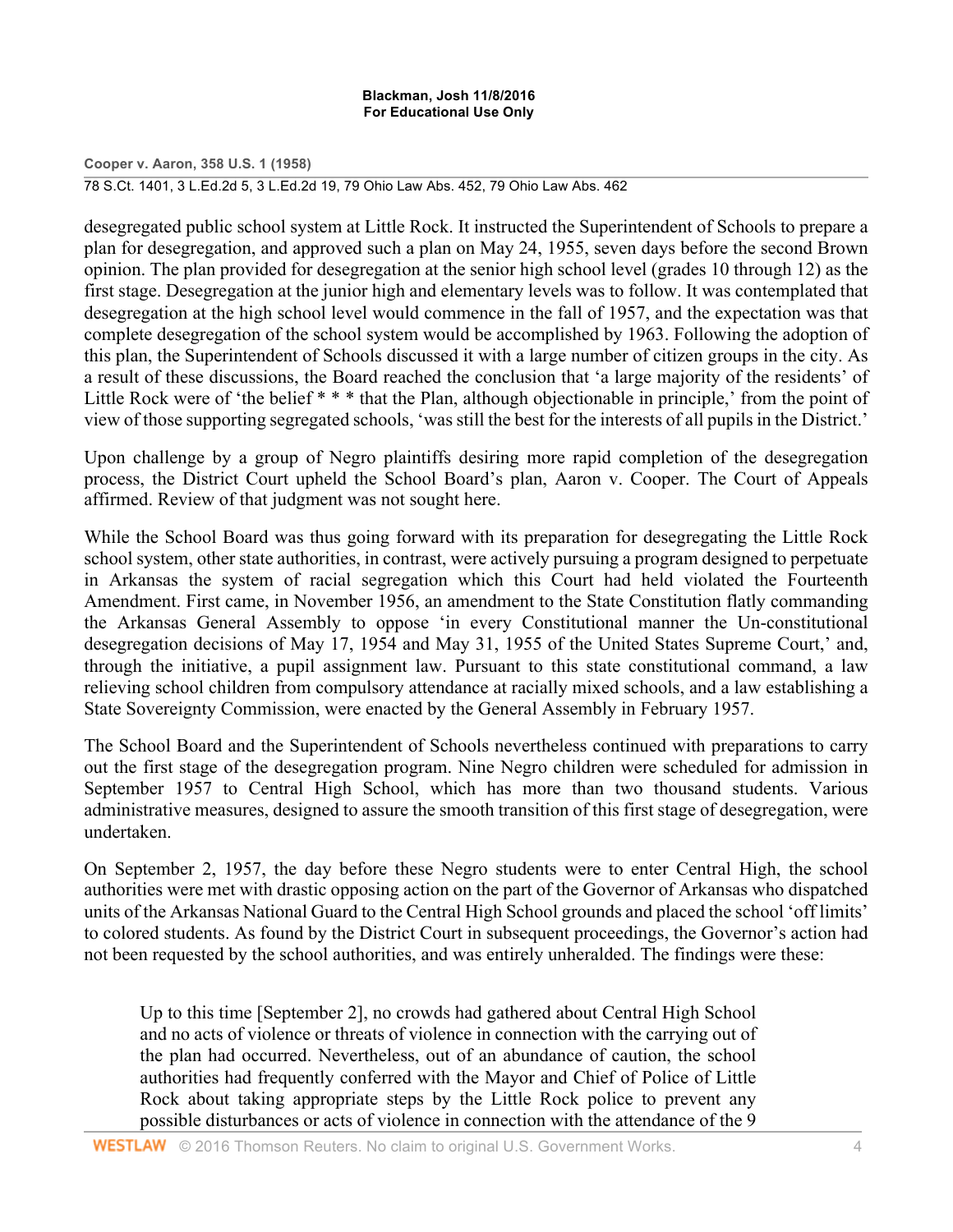desegregated public school system at Little Rock. It instructed the Superintendent of Schools to prepare a plan for desegregation, and approved such a plan on May 24, 1955, seven days before the second Brown opinion. The plan provided for desegregation at the senior high school level (grades 10 through 12) as the first stage. Desegregation at the junior high and elementary levels was to follow. It was contemplated that desegregation at the high school level would commence in the fall of 1957, and the expectation was that complete desegregation of the school system would be accomplished by 1963. Following the adoption of this plan, the Superintendent of Schools discussed it with a large number of citizen groups in the city. As a result of these discussions, the Board reached the conclusion that 'a large majority of the residents' of Little Rock were of 'the belief * * * that the Plan, although objectionable in principle,' from the point of view of those supporting segregated schools, 'was still the best for the interests of all pupils in the District.'

Upon challenge by a group of Negro plaintiffs desiring more rapid completion of the desegregation process, the District Court upheld the School Board's plan, Aaron v. Cooper. The Court of Appeals affirmed. Review of that judgment was not sought here.

While the School Board was thus going forward with its preparation for desegregating the Little Rock school system, other state authorities, in contrast, were actively pursuing a program designed to perpetuate in Arkansas the system of racial segregation which this Court had held violated the Fourteenth Amendment. First came, in November 1956, an amendment to the State Constitution flatly commanding the Arkansas General Assembly to oppose 'in every Constitutional manner the Un-constitutional desegregation decisions of May 17, 1954 and May 31, 1955 of the United States Supreme Court,' and, through the initiative, a pupil assignment law. Pursuant to this state constitutional command, a law relieving school children from compulsory attendance at racially mixed schools, and a law establishing a State Sovereignty Commission, were enacted by the General Assembly in February 1957.

The School Board and the Superintendent of Schools nevertheless continued with preparations to carry out the first stage of the desegregation program. Nine Negro children were scheduled for admission in September 1957 to Central High School, which has more than two thousand students. Various administrative measures, designed to assure the smooth transition of this first stage of desegregation, were undertaken.

On September 2, 1957, the day before these Negro students were to enter Central High, the school authorities were met with drastic opposing action on the part of the Governor of Arkansas who dispatched units of the Arkansas National Guard to the Central High School grounds and placed the school 'off limits' to colored students. As found by the District Court in subsequent proceedings, the Governor's action had not been requested by the school authorities, and was entirely unheralded. The findings were these:

> Up to this time [September 2], no crowds had gathered about Central High School and no acts of violence or threats of violence in connection with the carrying out of the plan had occurred. Nevertheless, out of an abundance of caution, the school authorities had frequently conferred with the Mayor and Chief of Police of Little Rock about taking appropriate steps by the Little Rock police to prevent any possible disturbances or acts of violence in connection with the attendance of the 9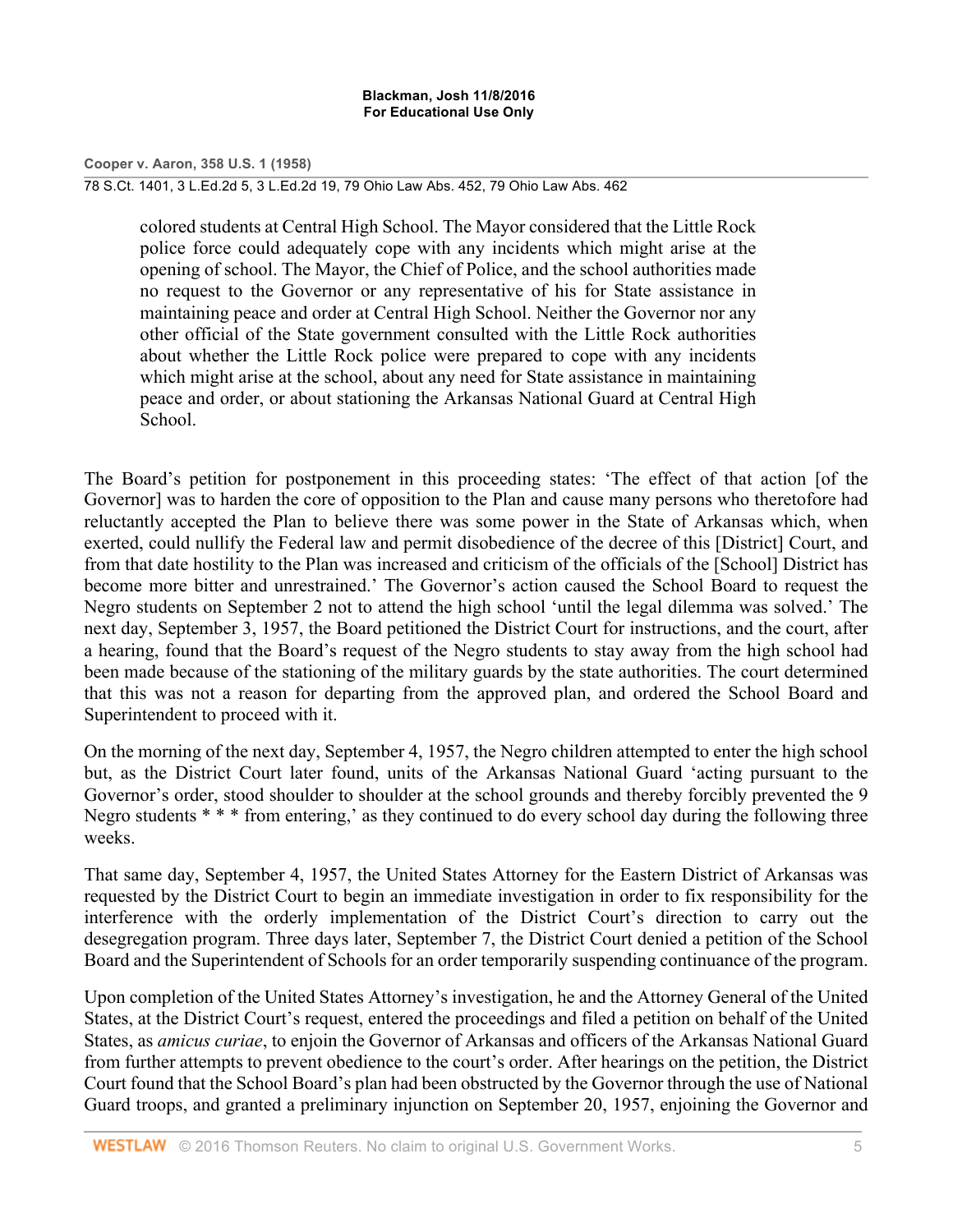> colored students at Central High School. The Mayor considered that the Little Rock police force could adequately cope with any incidents which might arise at the opening of school. The Mayor, the Chief of Police, and the school authorities made no request to the Governor or any representative of his for State assistance in maintaining peace and order at Central High School. Neither the Governor nor any other official of the State government consulted with the Little Rock authorities about whether the Little Rock police were prepared to cope with any incidents which might arise at the school, about any need for State assistance in maintaining peace and order, or about stationing the Arkansas National Guard at Central High School.

The Board's petition for postponement in this proceeding states: 'The effect of that action [of the Governor] was to harden the core of opposition to the Plan and cause many persons who theretofore had reluctantly accepted the Plan to believe there was some power in the State of Arkansas which, when exerted, could nullify the Federal law and permit disobedience of the decree of this [District] Court, and from that date hostility to the Plan was increased and criticism of the officials of the [School] District has become more bitter and unrestrained.' The Governor's action caused the School Board to request the Negro students on September 2 not to attend the high school 'until the legal dilemma was solved.' The next day, September 3, 1957, the Board petitioned the District Court for instructions, and the court, after a hearing, found that the Board's request of the Negro students to stay away from the high school had been made because of the stationing of the military guards by the state authorities. The court determined that this was not a reason for departing from the approved plan, and ordered the School Board and Superintendent to proceed with it.

On the morning of the next day, September 4, 1957, the Negro children attempted to enter the high school but, as the District Court later found, units of the Arkansas National Guard 'acting pursuant to the Governor's order, stood shoulder to shoulder at the school grounds and thereby forcibly prevented the 9 Negro students * * * from entering,' as they continued to do every school day during the following three weeks.

That same day, September 4, 1957, the United States Attorney for the Eastern District of Arkansas was requested by the District Court to begin an immediate investigation in order to fix responsibility for the interference with the orderly implementation of the District Court's direction to carry out the desegregation program. Three days later, September 7, the District Court denied a petition of the School Board and the Superintendent of Schools for an order temporarily suspending continuance of the program.

Upon completion of the United States Attorney's investigation, he and the Attorney General of the United States, at the District Court's request, entered the proceedings and filed a petition on behalf of the United States, as *amicus curiae*, to enjoin the Governor of Arkansas and officers of the Arkansas National Guard from further attempts to prevent obedience to the court's order. After hearings on the petition, the District Court found that the School Board's plan had been obstructed by the Governor through the use of National Guard troops, and granted a preliminary injunction on September 20, 1957, enjoining the Governor and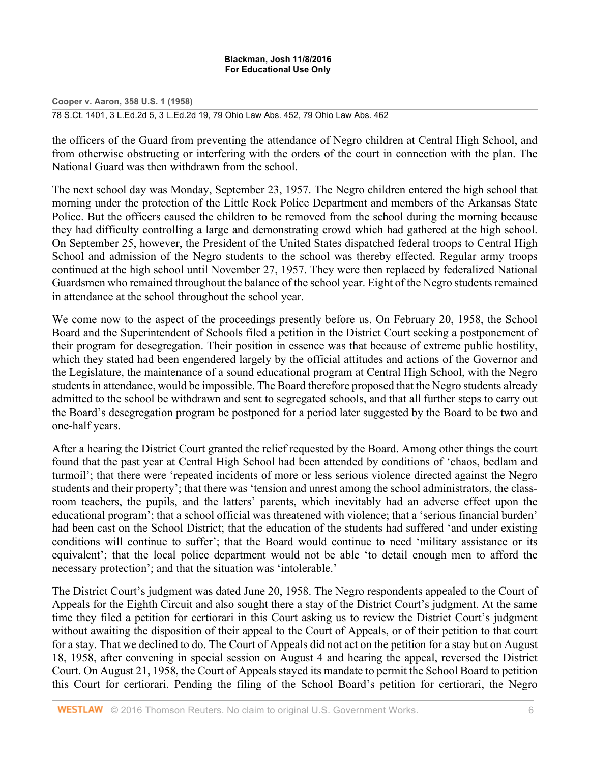the officers of the Guard from preventing the attendance of Negro children at Central High School, and from otherwise obstructing or interfering with the orders of the court in connection with the plan. The National Guard was then withdrawn from the school.

The next school day was Monday, September 23, 1957. The Negro children entered the high school that morning under the protection of the Little Rock Police Department and members of the Arkansas State Police. But the officers caused the children to be removed from the school during the morning because they had difficulty controlling a large and demonstrating crowd which had gathered at the high school. On September 25, however, the President of the United States dispatched federal troops to Central High School and admission of the Negro students to the school was thereby effected. Regular army troops continued at the high school until November 27, 1957. They were then replaced by federalized National Guardsmen who remained throughout the balance of the school year. Eight of the Negro students remained in attendance at the school throughout the school year.

We come now to the aspect of the proceedings presently before us. On February 20, 1958, the School Board and the Superintendent of Schools filed a petition in the District Court seeking a postponement of their program for desegregation. Their position in essence was that because of extreme public hostility, which they stated had been engendered largely by the official attitudes and actions of the Governor and the Legislature, the maintenance of a sound educational program at Central High School, with the Negro students in attendance, would be impossible. The Board therefore proposed that the Negro students already admitted to the school be withdrawn and sent to segregated schools, and that all further steps to carry out the Board's desegregation program be postponed for a period later suggested by the Board to be two and one-half years.

After a hearing the District Court granted the relief requested by the Board. Among other things the court found that the past year at Central High School had been attended by conditions of 'chaos, bedlam and turmoil'; that there were 'repeated incidents of more or less serious violence directed against the Negro students and their property'; that there was 'tension and unrest among the school administrators, the class-room teachers, the pupils, and the latters' parents, which inevitably had an adverse effect upon the educational program'; that a school official was threatened with violence; that a 'serious financial burden' had been cast on the School District; that the education of the students had suffered 'and under existing conditions will continue to suffer'; that the Board would continue to need 'military assistance or its equivalent'; that the local police department would not be able 'to detail enough men to afford the necessary protection'; and that the situation was 'intolerable.'

The District Court's judgment was dated June 20, 1958. The Negro respondents appealed to the Court of Appeals for the Eighth Circuit and also sought there a stay of the District Court's judgment. At the same time they filed a petition for certiorari in this Court asking us to review the District Court's judgment without awaiting the disposition of their appeal to the Court of Appeals, or of their petition to that court for a stay. That we declined to do. The Court of Appeals did not act on the petition for a stay but on August 18, 1958, after convening in special session on August 4 and hearing the appeal, reversed the District Court. On August 21, 1958, the Court of Appeals stayed its mandate to permit the School Board to petition this Court for certiorari. Pending the filing of the School Board's petition for certiorari, the Negro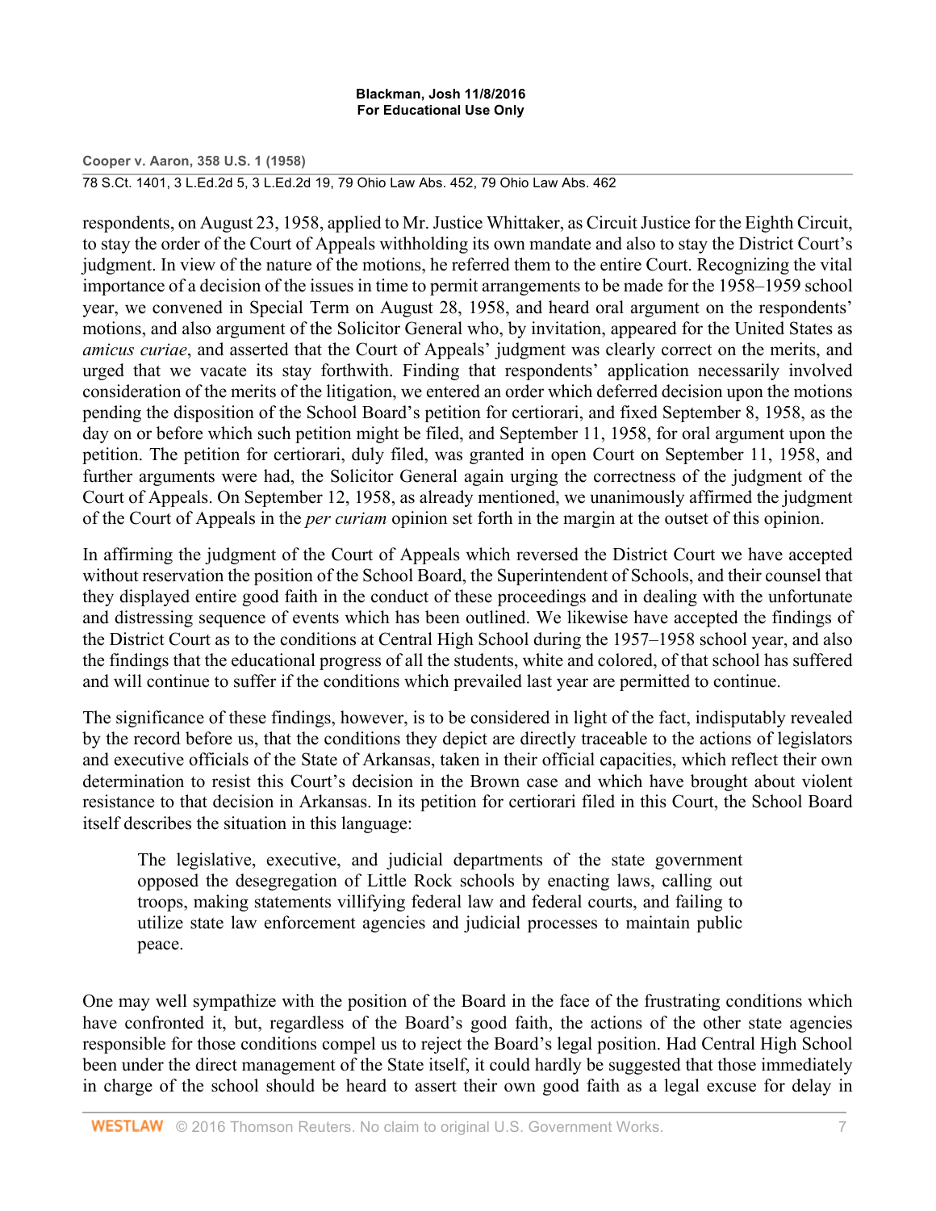respondents, on August 23, 1958, applied to Mr. Justice Whittaker, as Circuit Justice for the Eighth Circuit, to stay the order of the Court of Appeals withholding its own mandate and also to stay the District Court's judgment. In view of the nature of the motions, he referred them to the entire Court. Recognizing the vital importance of a decision of the issues in time to permit arrangements to be made for the 1958–1959 school year, we convened in Special Term on August 28, 1958, and heard oral argument on the respondents' motions, and also argument of the Solicitor General who, by invitation, appeared for the United States as *amicus curiae*, and asserted that the Court of Appeals' judgment was clearly correct on the merits, and urged that we vacate its stay forthwith. Finding that respondents' application necessarily involved consideration of the merits of the litigation, we entered an order which deferred decision upon the motions pending the disposition of the School Board's petition for certiorari, and fixed September 8, 1958, as the day on or before which such petition might be filed, and September 11, 1958, for oral argument upon the petition. The petition for certiorari, duly filed, was granted in open Court on September 11, 1958, and further arguments were had, the Solicitor General again urging the correctness of the judgment of the Court of Appeals. On September 12, 1958, as already mentioned, we unanimously affirmed the judgment of the Court of Appeals in the *per curiam* opinion set forth in the margin at the outset of this opinion.

In affirming the judgment of the Court of Appeals which reversed the District Court we have accepted without reservation the position of the School Board, the Superintendent of Schools, and their counsel that they displayed entire good faith in the conduct of these proceedings and in dealing with the unfortunate and distressing sequence of events which has been outlined. We likewise have accepted the findings of the District Court as to the conditions at Central High School during the 1957–1958 school year, and also the findings that the educational progress of all the students, white and colored, of that school has suffered and will continue to suffer if the conditions which prevailed last year are permitted to continue.

The significance of these findings, however, is to be considered in light of the fact, indisputably revealed by the record before us, that the conditions they depict are directly traceable to the actions of legislators and executive officials of the State of Arkansas, taken in their official capacities, which reflect their own determination to resist this Court's decision in the Brown case and which have brought about violent resistance to that decision in Arkansas. In its petition for certiorari filed in this Court, the School Board itself describes the situation in this language:

> The legislative, executive, and judicial departments of the state government opposed the desegregation of Little Rock schools by enacting laws, calling out troops, making statements villifying federal law and federal courts, and failing to utilize state law enforcement agencies and judicial processes to maintain public peace.

One may well sympathize with the position of the Board in the face of the frustrating conditions which have confronted it, but, regardless of the Board's good faith, the actions of the other state agencies responsible for those conditions compel us to reject the Board's legal position. Had Central High School been under the direct management of the State itself, it could hardly be suggested that those immediately in charge of the school should be heard to assert their own good faith as a legal excuse for delay in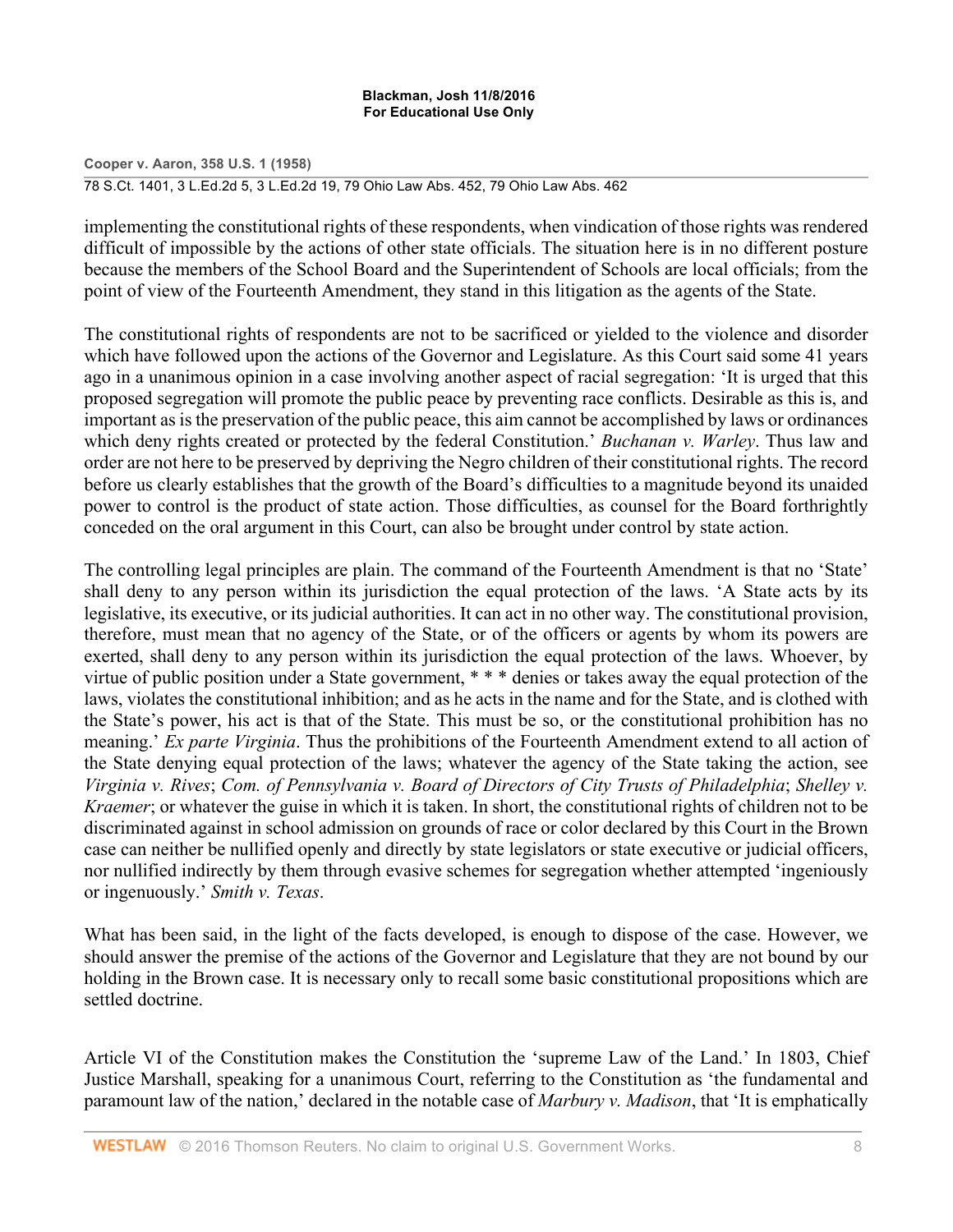implementing the constitutional rights of these respondents, when vindication of those rights was rendered difficult of impossible by the actions of other state officials. The situation here is in no different posture because the members of the School Board and the Superintendent of Schools are local officials; from the point of view of the Fourteenth Amendment, they stand in this litigation as the agents of the State.

The constitutional rights of respondents are not to be sacrificed or yielded to the violence and disorder which have followed upon the actions of the Governor and Legislature. As this Court said some 41 years ago in a unanimous opinion in a case involving another aspect of racial segregation: 'It is urged that this proposed segregation will promote the public peace by preventing race conflicts. Desirable as this is, and important as is the preservation of the public peace, this aim cannot be accomplished by laws or ordinances which deny rights created or protected by the federal Constitution.' *Buchanan v. Warley*. Thus law and order are not here to be preserved by depriving the Negro children of their constitutional rights. The record before us clearly establishes that the growth of the Board's difficulties to a magnitude beyond its unaided power to control is the product of state action. Those difficulties, as counsel for the Board forthrightly conceded on the oral argument in this Court, can also be brought under control by state action.

The controlling legal principles are plain. The command of the Fourteenth Amendment is that no 'State' shall deny to any person within its jurisdiction the equal protection of the laws. 'A State acts by its legislative, its executive, or its judicial authorities. It can act in no other way. The constitutional provision, therefore, must mean that no agency of the State, or of the officers or agents by whom its powers are exerted, shall deny to any person within its jurisdiction the equal protection of the laws. Whoever, by virtue of public position under a State government, * * * denies or takes away the equal protection of the laws, violates the constitutional inhibition; and as he acts in the name and for the State, and is clothed with the State's power, his act is that of the State. This must be so, or the constitutional prohibition has no meaning.' *Ex parte Virginia*. Thus the prohibitions of the Fourteenth Amendment extend to all action of the State denying equal protection of the laws; whatever the agency of the State taking the action, see *Virginia v. Rives*; *Com. of Pennsylvania v. Board of Directors of City Trusts of Philadelphia*; *Shelley v. Kraemer*; or whatever the guise in which it is taken. In short, the constitutional rights of children not to be discriminated against in school admission on grounds of race or color declared by this Court in the Brown case can neither be nullified openly and directly by state legislators or state executive or judicial officers, nor nullified indirectly by them through evasive schemes for segregation whether attempted 'ingeniously or ingenuously.' *Smith v. Texas*.

What has been said, in the light of the facts developed, is enough to dispose of the case. However, we should answer the premise of the actions of the Governor and Legislature that they are not bound by our holding in the Brown case. It is necessary only to recall some basic constitutional propositions which are settled doctrine.

Article VI of the Constitution makes the Constitution the 'supreme Law of the Land.' In 1803, Chief Justice Marshall, speaking for a unanimous Court, referring to the Constitution as 'the fundamental and paramount law of the nation,' declared in the notable case of *Marbury v. Madison*, that 'It is emphatically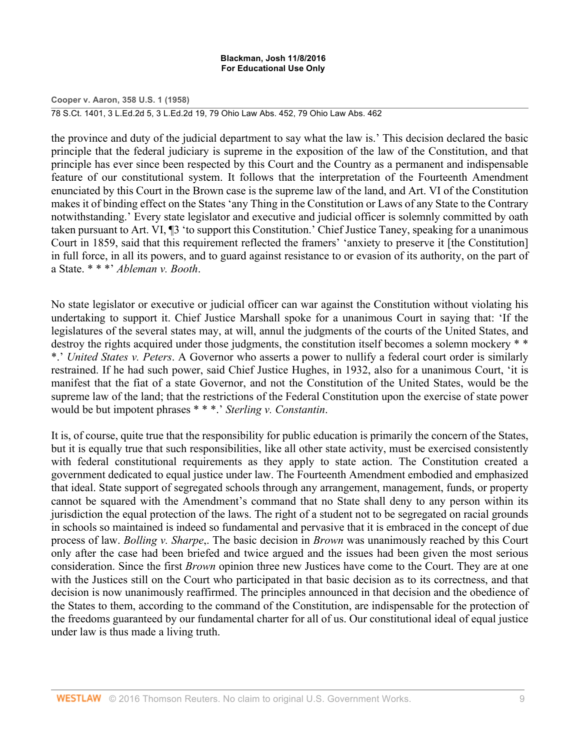the province and duty of the judicial department to say what the law is.' This decision declared the basic principle that the federal judiciary is supreme in the exposition of the law of the Constitution, and that principle has ever since been respected by this Court and the Country as a permanent and indispensable feature of our constitutional system. It follows that the interpretation of the Fourteenth Amendment enunciated by this Court in the Brown case is the supreme law of the land, and Art. VI of the Constitution makes it of binding effect on the States 'any Thing in the Constitution or Laws of any State to the Contrary notwithstanding.' Every state legislator and executive and judicial officer is solemnly committed by oath taken pursuant to Art. VI, ¶3 'to support this Constitution.' Chief Justice Taney, speaking for a unanimous Court in 1859, said that this requirement reflected the framers' 'anxiety to preserve it [the Constitution] in full force, in all its powers, and to guard against resistance to or evasion of its authority, on the part of a State. * * *' *Ableman v. Booth*.

No state legislator or executive or judicial officer can war against the Constitution without violating his undertaking to support it. Chief Justice Marshall spoke for a unanimous Court in saying that: 'If the legislatures of the several states may, at will, annul the judgments of the courts of the United States, and destroy the rights acquired under those judgments, the constitution itself becomes a solemn mockery * * *.' *United States v. Peters*. A Governor who asserts a power to nullify a federal court order is similarly restrained. If he had such power, said Chief Justice Hughes, in 1932, also for a unanimous Court, 'it is manifest that the fiat of a state Governor, and not the Constitution of the United States, would be the supreme law of the land; that the restrictions of the Federal Constitution upon the exercise of state power would be but impotent phrases * * *.' *Sterling v. Constantin*.

It is, of course, quite true that the responsibility for public education is primarily the concern of the States, but it is equally true that such responsibilities, like all other state activity, must be exercised consistently with federal constitutional requirements as they apply to state action. The Constitution created a government dedicated to equal justice under law. The Fourteenth Amendment embodied and emphasized that ideal. State support of segregated schools through any arrangement, management, funds, or property cannot be squared with the Amendment's command that no State shall deny to any person within its jurisdiction the equal protection of the laws. The right of a student not to be segregated on racial grounds in schools so maintained is indeed so fundamental and pervasive that it is embraced in the concept of due process of law. *Bolling v. Sharpe*,. The basic decision in *Brown* was unanimously reached by this Court only after the case had been briefed and twice argued and the issues had been given the most serious consideration. Since the first *Brown* opinion three new Justices have come to the Court. They are at one with the Justices still on the Court who participated in that basic decision as to its correctness, and that decision is now unanimously reaffirmed. The principles announced in that decision and the obedience of the States to them, according to the command of the Constitution, are indispensable for the protection of the freedoms guaranteed by our fundamental charter for all of us. Our constitutional ideal of equal justice under law is thus made a living truth.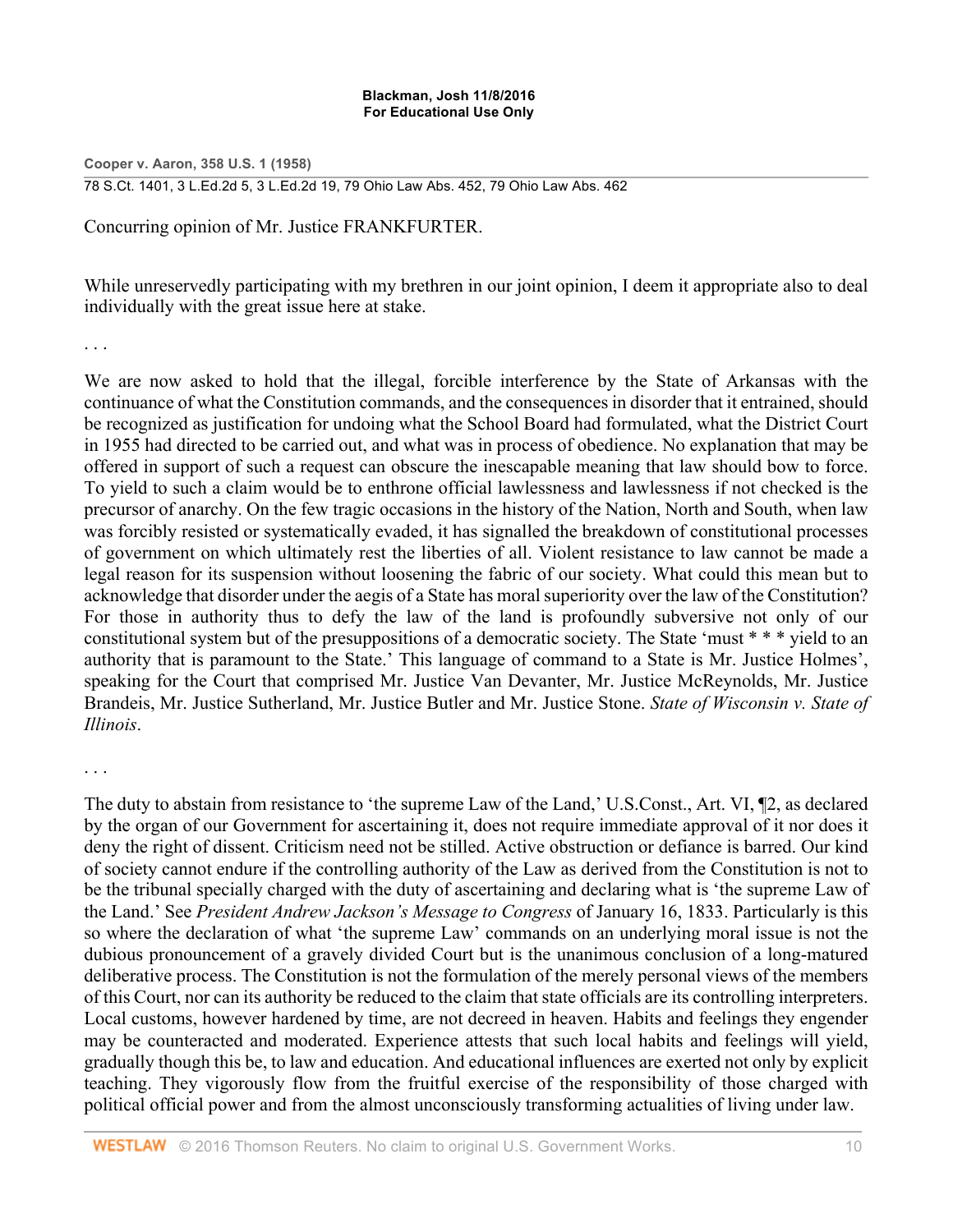Concurring opinion of Mr. Justice FRANKFURTER.

While unreservedly participating with my brethren in our joint opinion, I deem it appropriate also to deal individually with the great issue here at stake.

. . .

We are now asked to hold that the illegal, forcible interference by the State of Arkansas with the continuance of what the Constitution commands, and the consequences in disorder that it entrained, should be recognized as justification for undoing what the School Board had formulated, what the District Court in 1955 had directed to be carried out, and what was in process of obedience. No explanation that may be offered in support of such a request can obscure the inescapable meaning that law should bow to force. To yield to such a claim would be to enthrone official lawlessness and lawlessness if not checked is the precursor of anarchy. On the few tragic occasions in the history of the Nation, North and South, when law was forcibly resisted or systematically evaded, it has signalled the breakdown of constitutional processes of government on which ultimately rest the liberties of all. Violent resistance to law cannot be made a legal reason for its suspension without loosening the fabric of our society. What could this mean but to acknowledge that disorder under the aegis of a State has moral superiority over the law of the Constitution? For those in authority thus to defy the law of the land is profoundly subversive not only of our constitutional system but of the presuppositions of a democratic society. The State 'must * * * yield to an authority that is paramount to the State.' This language of command to a State is Mr. Justice Holmes', speaking for the Court that comprised Mr. Justice Van Devanter, Mr. Justice McReynolds, Mr. Justice Brandeis, Mr. Justice Sutherland, Mr. Justice Butler and Mr. Justice Stone. *State of Wisconsin v. State of Illinois*.

. . .

The duty to abstain from resistance to 'the supreme Law of the Land,' U.S.Const., Art. VI, ¶2, as declared by the organ of our Government for ascertaining it, does not require immediate approval of it nor does it deny the right of dissent. Criticism need not be stilled. Active obstruction or defiance is barred. Our kind of society cannot endure if the controlling authority of the Law as derived from the Constitution is not to be the tribunal specially charged with the duty of ascertaining and declaring what is 'the supreme Law of the Land.' See *President Andrew Jackson's Message to Congress* of January 16, 1833. Particularly is this so where the declaration of what 'the supreme Law' commands on an underlying moral issue is not the dubious pronouncement of a gravely divided Court but is the unanimous conclusion of a long-matured deliberative process. The Constitution is not the formulation of the merely personal views of the members of this Court, nor can its authority be reduced to the claim that state officials are its controlling interpreters. Local customs, however hardened by time, are not decreed in heaven. Habits and feelings they engender may be counteracted and moderated. Experience attests that such local habits and feelings will yield, gradually though this be, to law and education. And educational influences are exerted not only by explicit teaching. They vigorously flow from the fruitful exercise of the responsibility of those charged with political official power and from the almost unconsciously transforming actualities of living under law.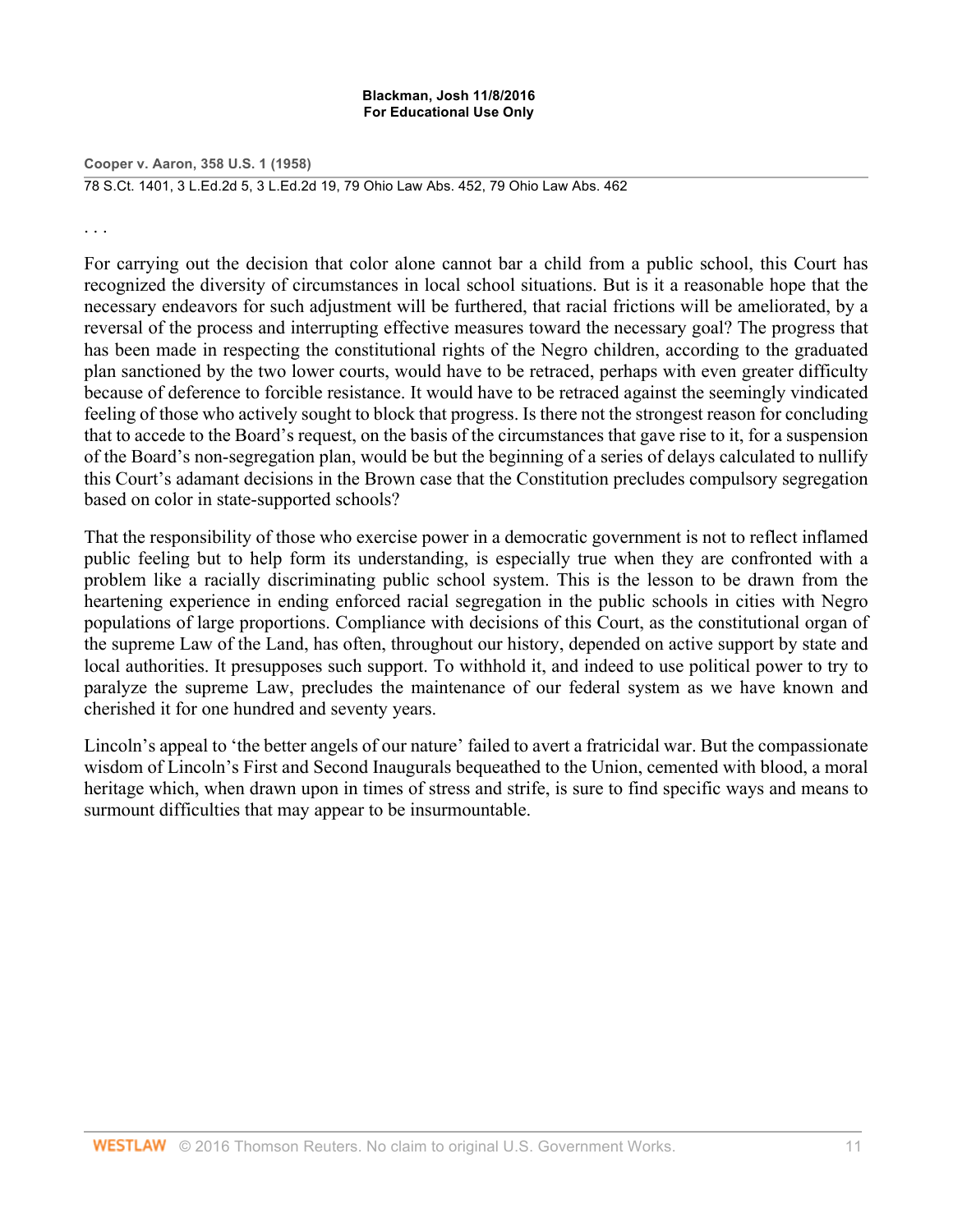. . .

For carrying out the decision that color alone cannot bar a child from a public school, this Court has recognized the diversity of circumstances in local school situations. But is it a reasonable hope that the necessary endeavors for such adjustment will be furthered, that racial frictions will be ameliorated, by a reversal of the process and interrupting effective measures toward the necessary goal? The progress that has been made in respecting the constitutional rights of the Negro children, according to the graduated plan sanctioned by the two lower courts, would have to be retraced, perhaps with even greater difficulty because of deference to forcible resistance. It would have to be retraced against the seemingly vindicated feeling of those who actively sought to block that progress. Is there not the strongest reason for concluding that to accede to the Board's request, on the basis of the circumstances that gave rise to it, for a suspension of the Board's non-segregation plan, would be but the beginning of a series of delays calculated to nullify this Court's adamant decisions in the Brown case that the Constitution precludes compulsory segregation based on color in state-supported schools?

That the responsibility of those who exercise power in a democratic government is not to reflect inflamed public feeling but to help form its understanding, is especially true when they are confronted with a problem like a racially discriminating public school system. This is the lesson to be drawn from the heartening experience in ending enforced racial segregation in the public schools in cities with Negro populations of large proportions. Compliance with decisions of this Court, as the constitutional organ of the supreme Law of the Land, has often, throughout our history, depended on active support by state and local authorities. It presupposes such support. To withhold it, and indeed to use political power to try to paralyze the supreme Law, precludes the maintenance of our federal system as we have known and cherished it for one hundred and seventy years.

Lincoln's appeal to 'the better angels of our nature' failed to avert a fratricidal war. But the compassionate wisdom of Lincoln's First and Second Inaugurals bequeathed to the Union, cemented with blood, a moral heritage which, when drawn upon in times of stress and strife, is sure to find specific ways and means to surmount difficulties that may appear to be insurmountable.